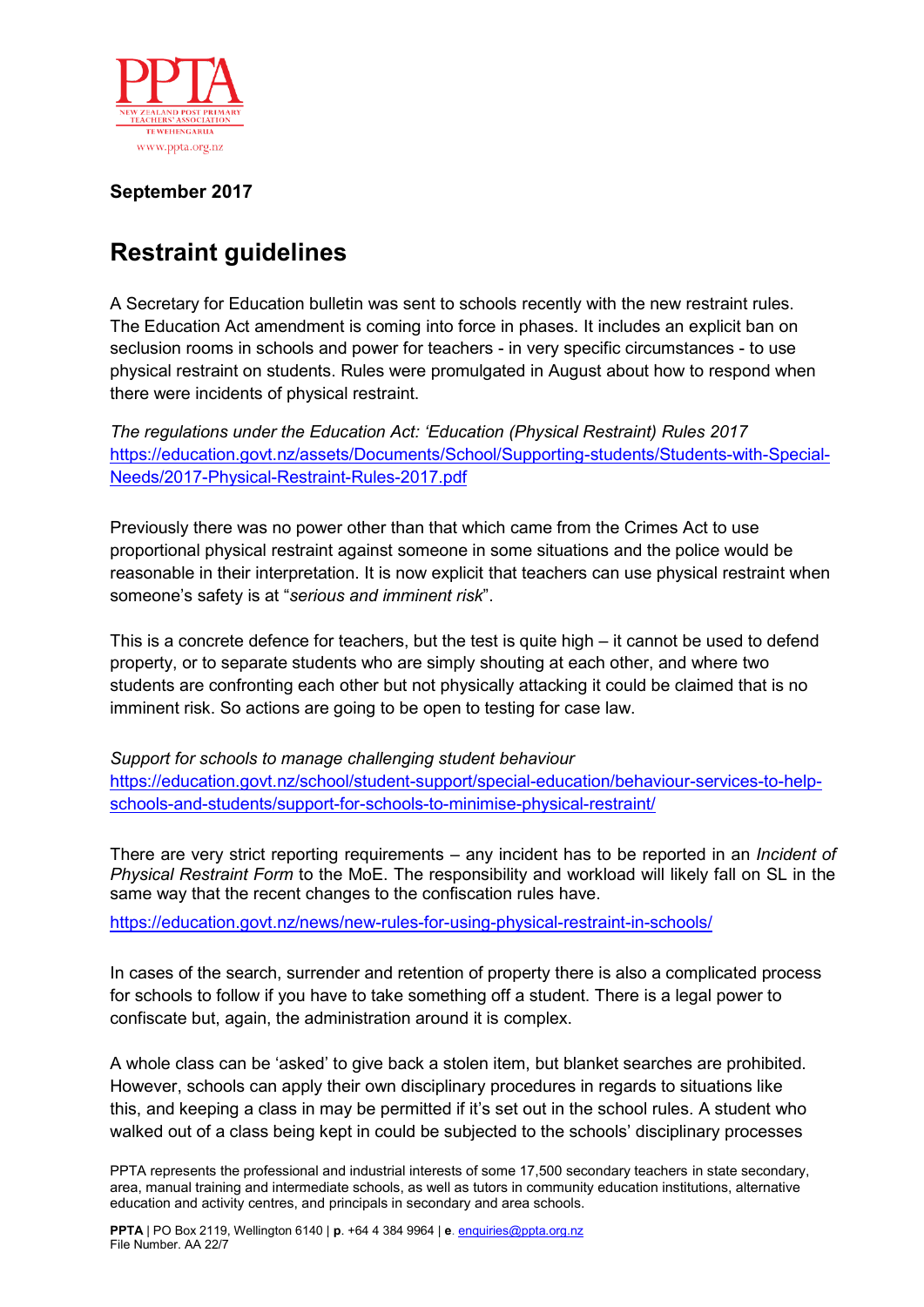PPTA

NEW ZEALAND POST PRIMARY TEACHERS' ASSOCIATION

TE WEHENGARUA

www.ppta.org.nz

**September 2017**

# Restraint guidelines

A Secretary for Education bulletin was sent to schools recently with the new restraint rules. The Education Act amendment is coming into force in phases. It includes an explicit ban on seclusion rooms in schools and power for teachers - in very specific circumstances - to use physical restraint on students. Rules were promulgated in August about how to respond when there were incidents of physical restraint.

*The regulations under the Education Act: 'Education (Physical Restraint) Rules 2017*
https://education.govt.nz/assets/Documents/School/Supporting-students/Students-with-Special-Needs/2017-Physical-Restraint-Rules-2017.pdf

Previously there was no power other than that which came from the Crimes Act to use proportional physical restraint against someone in some situations and the police would be reasonable in their interpretation. It is now explicit that teachers can use physical restraint when someone's safety is at "*serious and imminent risk*".

This is a concrete defence for teachers, but the test is quite high – it cannot be used to defend property, or to separate students who are simply shouting at each other, and where two students are confronting each other but not physically attacking it could be claimed that is no imminent risk. So actions are going to be open to testing for case law.

*Support for schools to manage challenging student behaviour*
https://education.govt.nz/school/student-support/special-education/behaviour-services-to-help-schools-and-students/support-for-schools-to-minimise-physical-restraint/

There are very strict reporting requirements – any incident has to be reported in an *Incident of Physical Restraint Form* to the MoE. The responsibility and workload will likely fall on SL in the same way that the recent changes to the confiscation rules have.

https://education.govt.nz/news/new-rules-for-using-physical-restraint-in-schools/

In cases of the search, surrender and retention of property there is also a complicated process for schools to follow if you have to take something off a student. There is a legal power to confiscate but, again, the administration around it is complex.

A whole class can be 'asked' to give back a stolen item, but blanket searches are prohibited. However, schools can apply their own disciplinary procedures in regards to situations like this, and keeping a class in may be permitted if it's set out in the school rules. A student who walked out of a class being kept in could be subjected to the schools' disciplinary processes

PPTA represents the professional and industrial interests of some 17,500 secondary teachers in state secondary, area, manual training and intermediate schools, as well as tutors in community education institutions, alternative education and activity centres, and principals in secondary and area schools.

**PPTA** | PO Box 2119, Wellington 6140 | **p**. +64 4 384 9964 | **e**. enquiries@ppta.org.nz
File Number. AA 22/7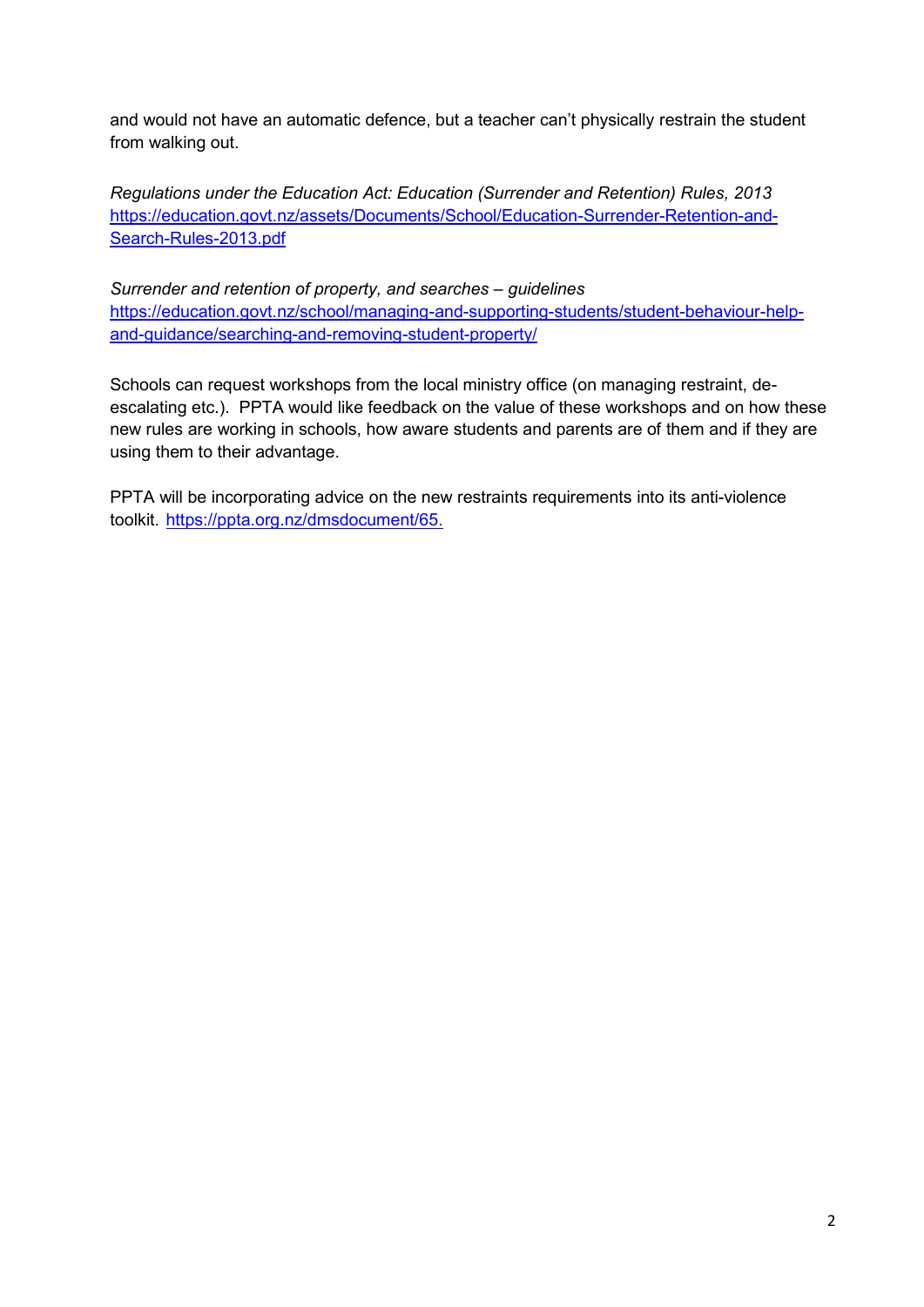and would not have an automatic defence, but a teacher can't physically restrain the student from walking out.

*Regulations under the Education Act: Education (Surrender and Retention) Rules, 2013*
https://education.govt.nz/assets/Documents/School/Education-Surrender-Retention-and-Search-Rules-2013.pdf

*Surrender and retention of property, and searches – guidelines*
https://education.govt.nz/school/managing-and-supporting-students/student-behaviour-help-and-guidance/searching-and-removing-student-property/

Schools can request workshops from the local ministry office (on managing restraint, de-escalating etc.). PPTA would like feedback on the value of these workshops and on how these new rules are working in schools, how aware students and parents are of them and if they are using them to their advantage.

PPTA will be incorporating advice on the new restraints requirements into its anti-violence toolkit. https://ppta.org.nz/dmsdocument/65.